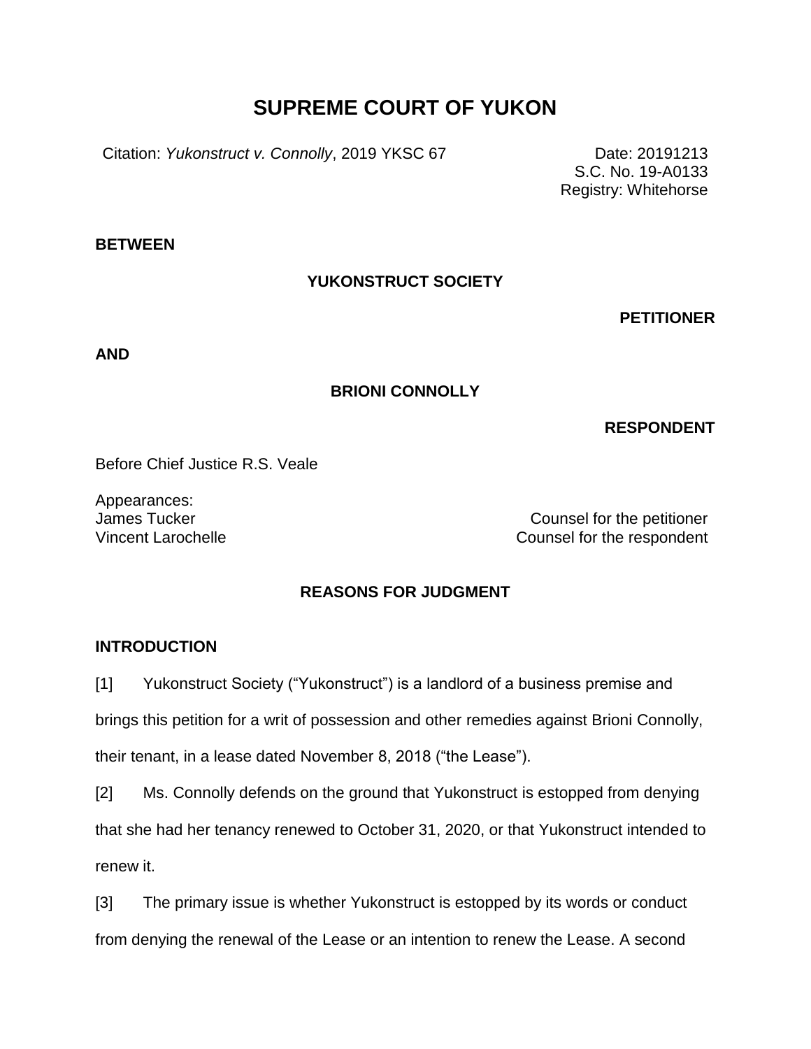# SUPREME COURT OF YUKON

Citation: *Yukonstruct v. Connolly*, 2019 YKSC 67

Date: 20191213
S.C. No. 19-A0133
Registry: Whitehorse

**BETWEEN**

**YUKONSTRUCT SOCIETY**

**PETITIONER**

**AND**

**BRIONI CONNOLLY**

**RESPONDENT**

Before Chief Justice R.S. Veale

Appearances:
James Tucker — Counsel for the petitioner
Vincent Larochelle — Counsel for the respondent

## REASONS FOR JUDGMENT

### INTRODUCTION

[1] Yukonstruct Society ("Yukonstruct") is a landlord of a business premise and brings this petition for a writ of possession and other remedies against Brioni Connolly, their tenant, in a lease dated November 8, 2018 ("the Lease").

[2] Ms. Connolly defends on the ground that Yukonstruct is estopped from denying that she had her tenancy renewed to October 31, 2020, or that Yukonstruct intended to renew it.

[3] The primary issue is whether Yukonstruct is estopped by its words or conduct from denying the renewal of the Lease or an intention to renew the Lease. A second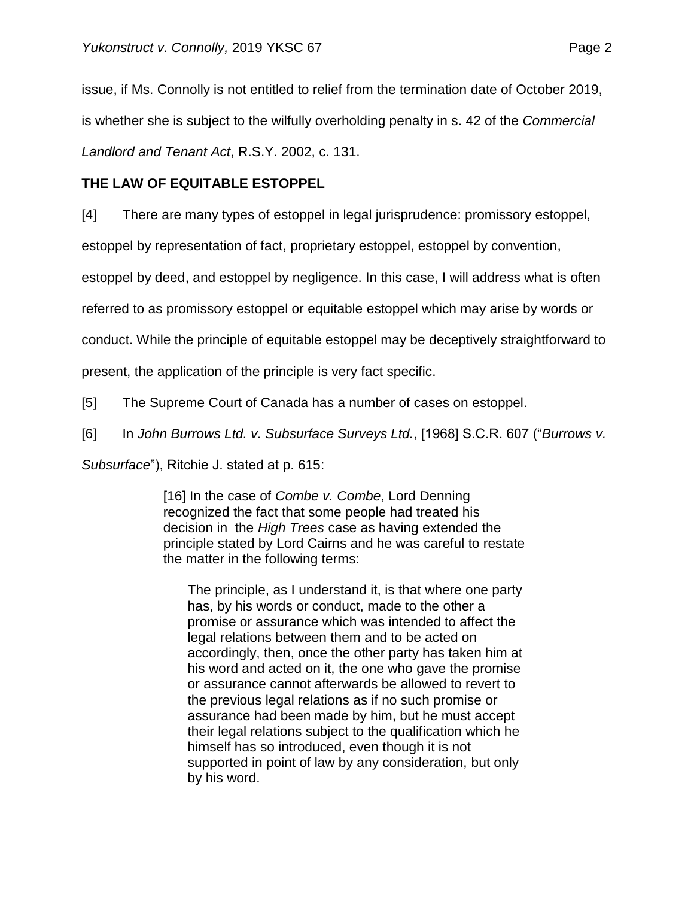issue, if Ms. Connolly is not entitled to relief from the termination date of October 2019, is whether she is subject to the wilfully overholding penalty in s. 42 of the *Commercial Landlord and Tenant Act*, R.S.Y. 2002, c. 131.

## THE LAW OF EQUITABLE ESTOPPEL

[4] There are many types of estoppel in legal jurisprudence: promissory estoppel, estoppel by representation of fact, proprietary estoppel, estoppel by convention, estoppel by deed, and estoppel by negligence. In this case, I will address what is often referred to as promissory estoppel or equitable estoppel which may arise by words or conduct. While the principle of equitable estoppel may be deceptively straightforward to present, the application of the principle is very fact specific.

[5] The Supreme Court of Canada has a number of cases on estoppel.

[6] In *John Burrows Ltd. v. Subsurface Surveys Ltd.*, [1968] S.C.R. 607 ("*Burrows v. Subsurface*"), Ritchie J. stated at p. 615:

> [16] In the case of *Combe v. Combe*, Lord Denning recognized the fact that some people had treated his decision in the *High Trees* case as having extended the principle stated by Lord Cairns and he was careful to restate the matter in the following terms:
>
>> The principle, as I understand it, is that where one party has, by his words or conduct, made to the other a promise or assurance which was intended to affect the legal relations between them and to be acted on accordingly, then, once the other party has taken him at his word and acted on it, the one who gave the promise or assurance cannot afterwards be allowed to revert to the previous legal relations as if no such promise or assurance had been made by him, but he must accept their legal relations subject to the qualification which he himself has so introduced, even though it is not supported in point of law by any consideration, but only by his word.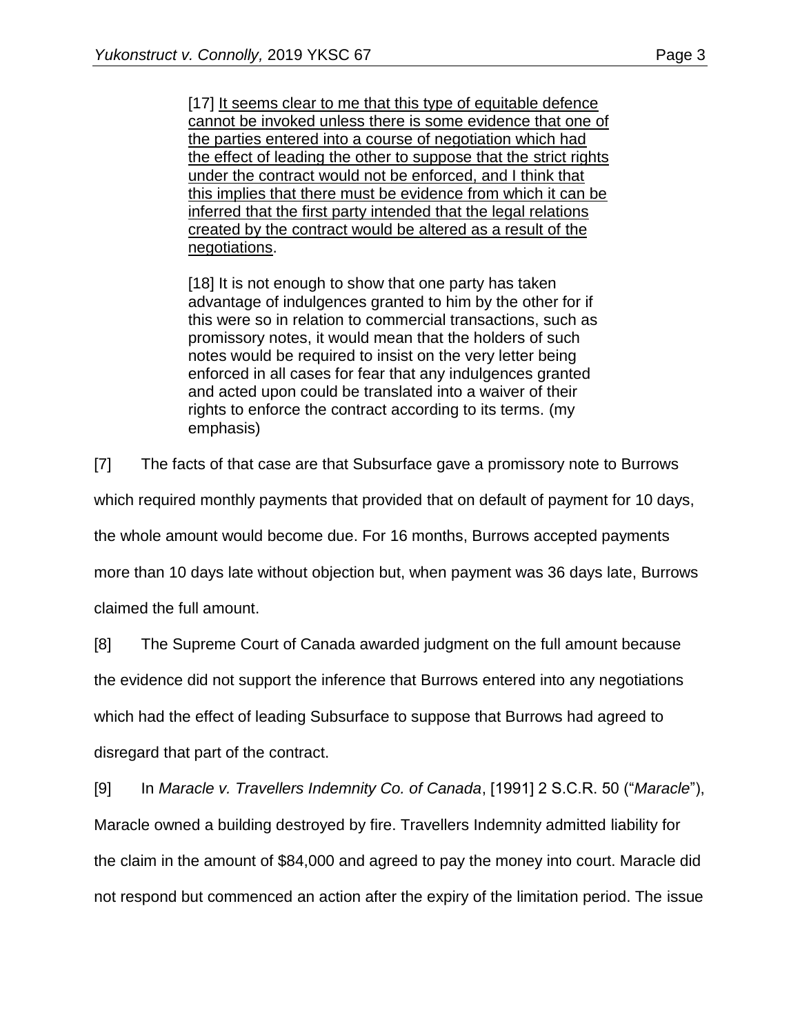> [17] <u>It seems clear to me that this type of equitable defence cannot be invoked unless there is some evidence that one of the parties entered into a course of negotiation which had the effect of leading the other to suppose that the strict rights under the contract would not be enforced, and I think that this implies that there must be evidence from which it can be inferred that the first party intended that the legal relations created by the contract would be altered as a result of the negotiations</u>.
>
> [18] It is not enough to show that one party has taken advantage of indulgences granted to him by the other for if this were so in relation to commercial transactions, such as promissory notes, it would mean that the holders of such notes would be required to insist on the very letter being enforced in all cases for fear that any indulgences granted and acted upon could be translated into a waiver of their rights to enforce the contract according to its terms. (my emphasis)

[7] The facts of that case are that Subsurface gave a promissory note to Burrows which required monthly payments that provided that on default of payment for 10 days, the whole amount would become due. For 16 months, Burrows accepted payments more than 10 days late without objection but, when payment was 36 days late, Burrows claimed the full amount.

[8] The Supreme Court of Canada awarded judgment on the full amount because the evidence did not support the inference that Burrows entered into any negotiations which had the effect of leading Subsurface to suppose that Burrows had agreed to disregard that part of the contract.

[9] In *Maracle v. Travellers Indemnity Co. of Canada*, [1991] 2 S.C.R. 50 ("*Maracle*"), Maracle owned a building destroyed by fire. Travellers Indemnity admitted liability for the claim in the amount of $84,000 and agreed to pay the money into court. Maracle did not respond but commenced an action after the expiry of the limitation period. The issue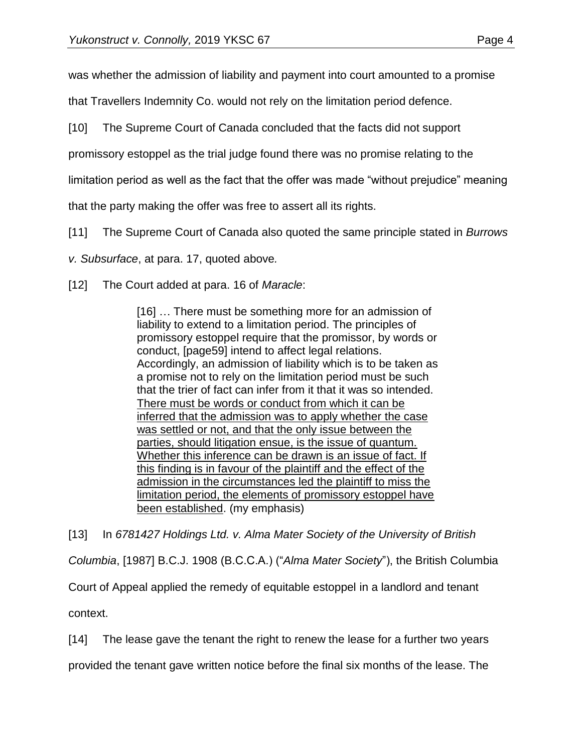was whether the admission of liability and payment into court amounted to a promise that Travellers Indemnity Co. would not rely on the limitation period defence.

[10] The Supreme Court of Canada concluded that the facts did not support promissory estoppel as the trial judge found there was no promise relating to the limitation period as well as the fact that the offer was made "without prejudice" meaning that the party making the offer was free to assert all its rights.

[11] The Supreme Court of Canada also quoted the same principle stated in *Burrows v. Subsurface*, at para. 17, quoted above.

[12] The Court added at para. 16 of *Maracle*:

> [16] … There must be something more for an admission of liability to extend to a limitation period. The principles of promissory estoppel require that the promissor, by words or conduct, [page59] intend to affect legal relations. Accordingly, an admission of liability which is to be taken as a promise not to rely on the limitation period must be such that the trier of fact can infer from it that it was so intended. <u>There must be words or conduct from which it can be inferred that the admission was to apply whether the case was settled or not, and that the only issue between the parties, should litigation ensue, is the issue of quantum. Whether this inference can be drawn is an issue of fact. If this finding is in favour of the plaintiff and the effect of the admission in the circumstances led the plaintiff to miss the limitation period, the elements of promissory estoppel have been established</u>. (my emphasis)

[13] In *6781427 Holdings Ltd. v. Alma Mater Society of the University of British Columbia*, [1987] B.C.J. 1908 (B.C.C.A.) ("*Alma Mater Society*"), the British Columbia Court of Appeal applied the remedy of equitable estoppel in a landlord and tenant context.

[14] The lease gave the tenant the right to renew the lease for a further two years provided the tenant gave written notice before the final six months of the lease. The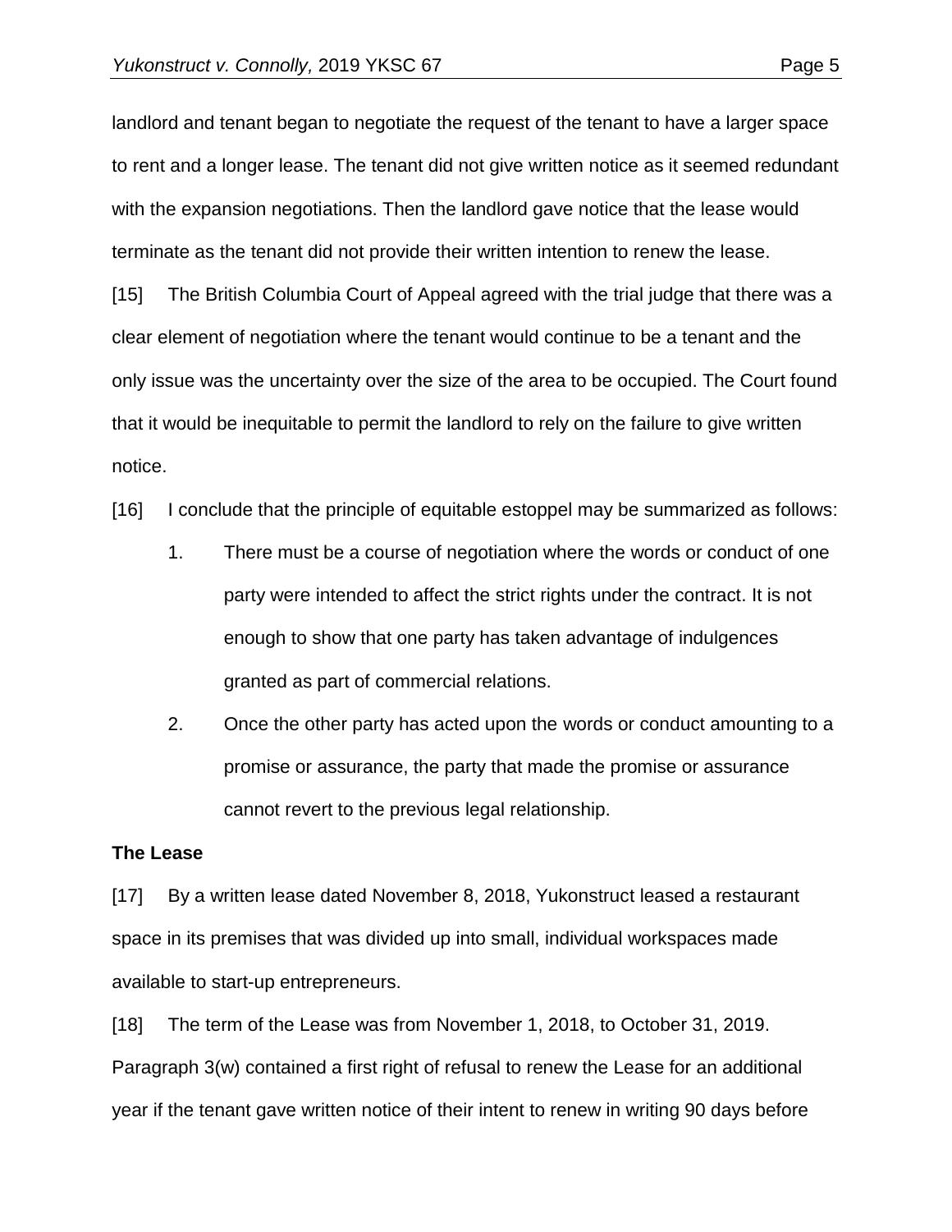landlord and tenant began to negotiate the request of the tenant to have a larger space to rent and a longer lease. The tenant did not give written notice as it seemed redundant with the expansion negotiations. Then the landlord gave notice that the lease would terminate as the tenant did not provide their written intention to renew the lease.

[15] The British Columbia Court of Appeal agreed with the trial judge that there was a clear element of negotiation where the tenant would continue to be a tenant and the only issue was the uncertainty over the size of the area to be occupied. The Court found that it would be inequitable to permit the landlord to rely on the failure to give written notice.

[16] I conclude that the principle of equitable estoppel may be summarized as follows:

1. There must be a course of negotiation where the words or conduct of one party were intended to affect the strict rights under the contract. It is not enough to show that one party has taken advantage of indulgences granted as part of commercial relations.
2. Once the other party has acted upon the words or conduct amounting to a promise or assurance, the party that made the promise or assurance cannot revert to the previous legal relationship.

**The Lease**

[17] By a written lease dated November 8, 2018, Yukonstruct leased a restaurant space in its premises that was divided up into small, individual workspaces made available to start-up entrepreneurs.

[18] The term of the Lease was from November 1, 2018, to October 31, 2019. Paragraph 3(w) contained a first right of refusal to renew the Lease for an additional year if the tenant gave written notice of their intent to renew in writing 90 days before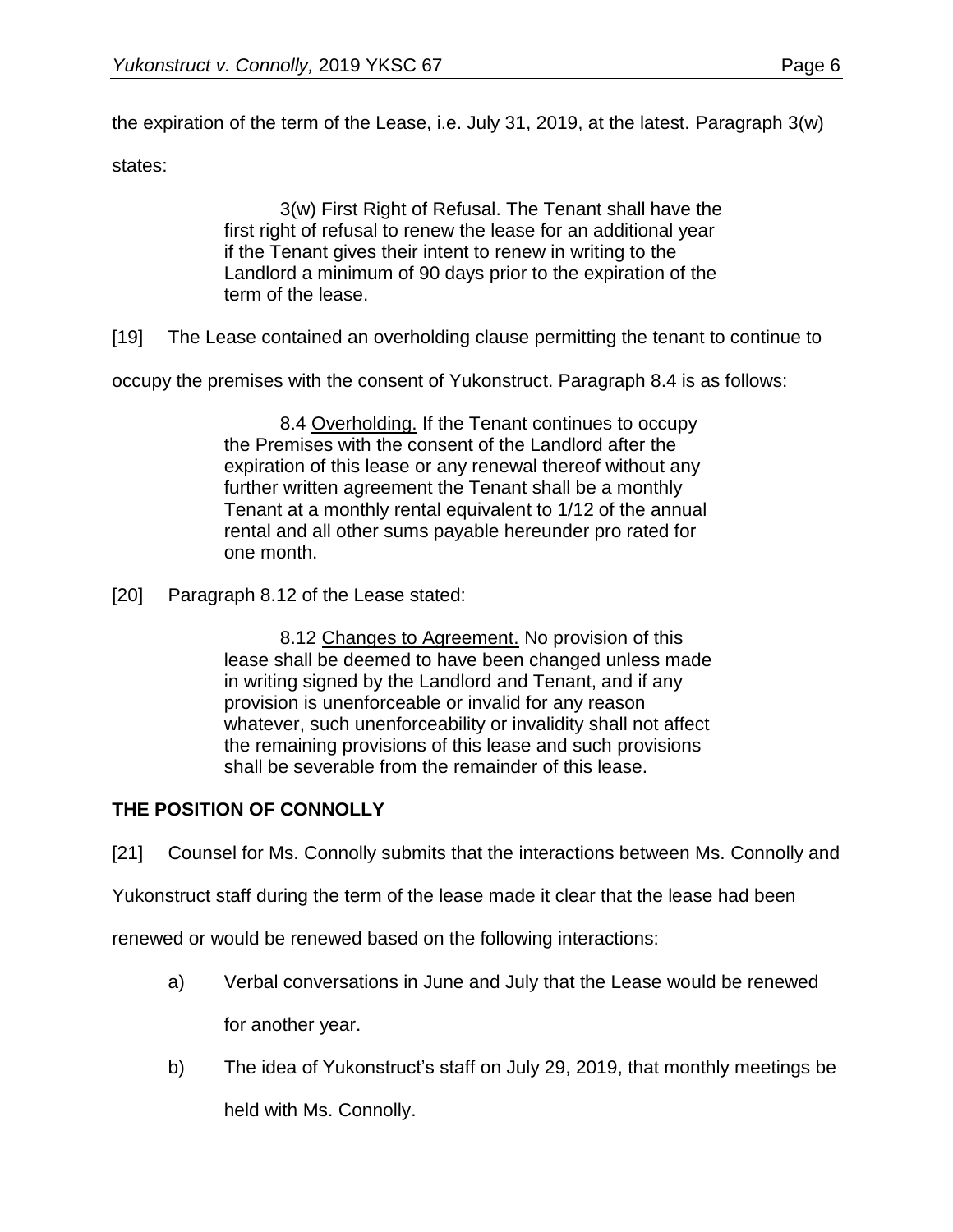the expiration of the term of the Lease, i.e. July 31, 2019, at the latest. Paragraph 3(w) states:

> 3(w) First Right of Refusal. The Tenant shall have the first right of refusal to renew the lease for an additional year if the Tenant gives their intent to renew in writing to the Landlord a minimum of 90 days prior to the expiration of the term of the lease.

[19] The Lease contained an overholding clause permitting the tenant to continue to occupy the premises with the consent of Yukonstruct. Paragraph 8.4 is as follows:

> 8.4 Overholding. If the Tenant continues to occupy the Premises with the consent of the Landlord after the expiration of this lease or any renewal thereof without any further written agreement the Tenant shall be a monthly Tenant at a monthly rental equivalent to 1/12 of the annual rental and all other sums payable hereunder pro rated for one month.

[20] Paragraph 8.12 of the Lease stated:

> 8.12 Changes to Agreement. No provision of this lease shall be deemed to have been changed unless made in writing signed by the Landlord and Tenant, and if any provision is unenforceable or invalid for any reason whatever, such unenforceability or invalidity shall not affect the remaining provisions of this lease and such provisions shall be severable from the remainder of this lease.

## THE POSITION OF CONNOLLY

[21] Counsel for Ms. Connolly submits that the interactions between Ms. Connolly and Yukonstruct staff during the term of the lease made it clear that the lease had been renewed or would be renewed based on the following interactions:

a) Verbal conversations in June and July that the Lease would be renewed for another year.

b) The idea of Yukonstruct's staff on July 29, 2019, that monthly meetings be held with Ms. Connolly.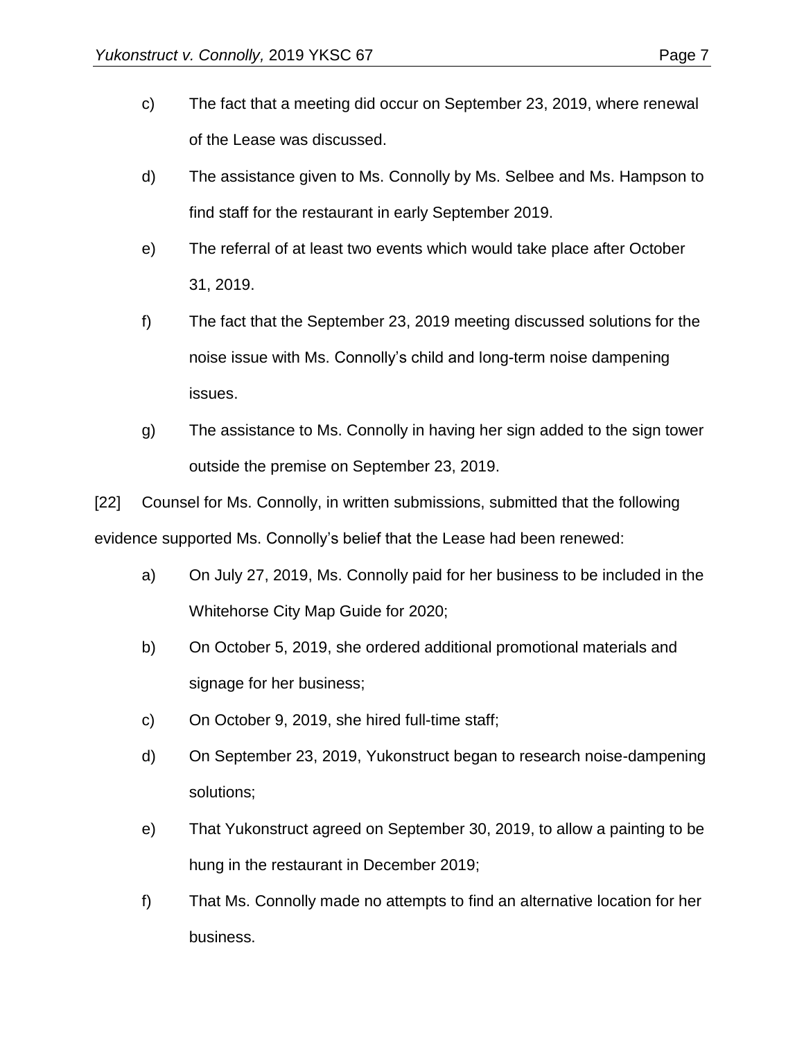c) The fact that a meeting did occur on September 23, 2019, where renewal of the Lease was discussed.

d) The assistance given to Ms. Connolly by Ms. Selbee and Ms. Hampson to find staff for the restaurant in early September 2019.

e) The referral of at least two events which would take place after October 31, 2019.

f) The fact that the September 23, 2019 meeting discussed solutions for the noise issue with Ms. Connolly's child and long-term noise dampening issues.

g) The assistance to Ms. Connolly in having her sign added to the sign tower outside the premise on September 23, 2019.

[22] Counsel for Ms. Connolly, in written submissions, submitted that the following evidence supported Ms. Connolly's belief that the Lease had been renewed:

a) On July 27, 2019, Ms. Connolly paid for her business to be included in the Whitehorse City Map Guide for 2020;

b) On October 5, 2019, she ordered additional promotional materials and signage for her business;

c) On October 9, 2019, she hired full-time staff;

d) On September 23, 2019, Yukonstruct began to research noise-dampening solutions;

e) That Yukonstruct agreed on September 30, 2019, to allow a painting to be hung in the restaurant in December 2019;

f) That Ms. Connolly made no attempts to find an alternative location for her business.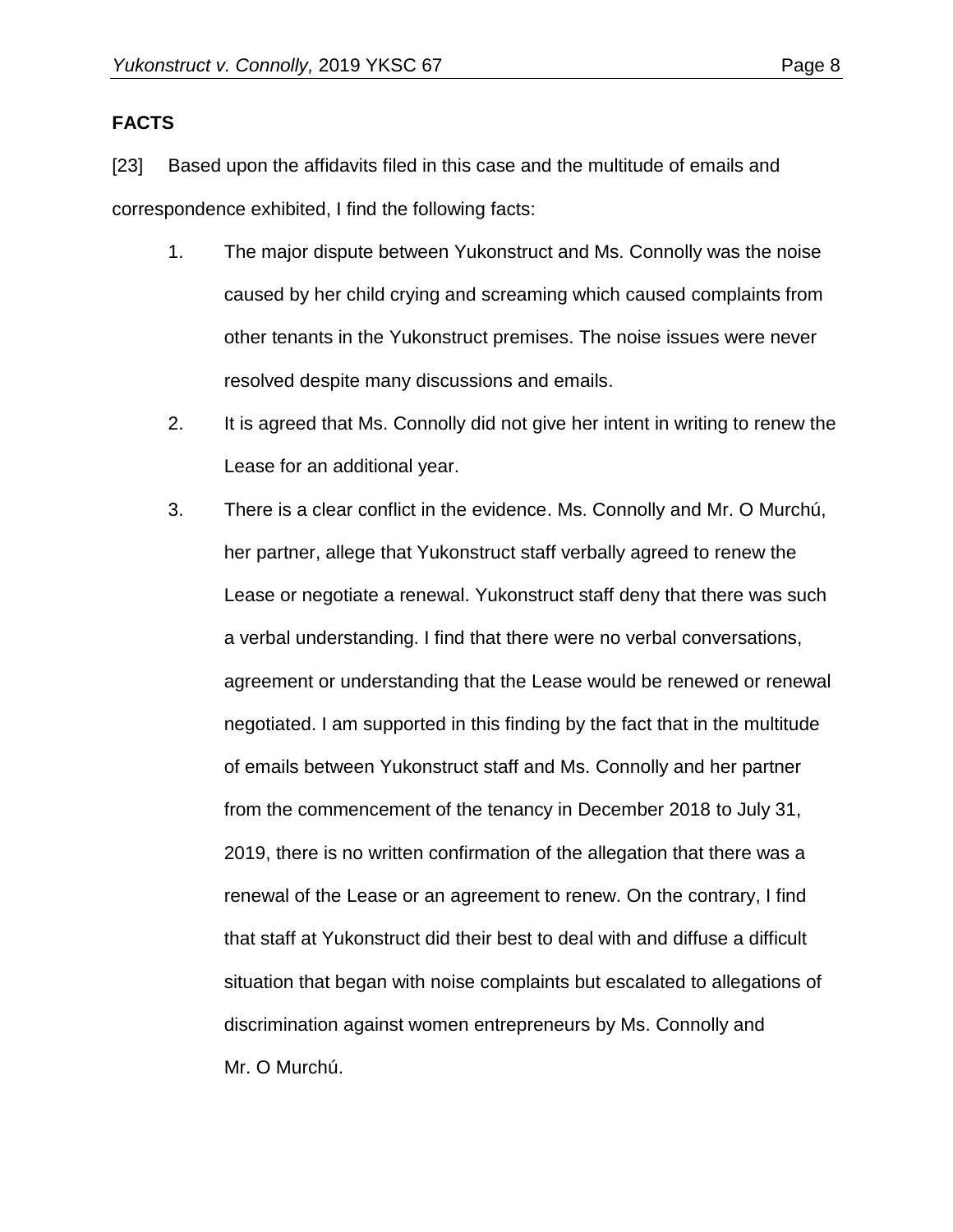## FACTS

[23] Based upon the affidavits filed in this case and the multitude of emails and correspondence exhibited, I find the following facts:

1. The major dispute between Yukonstruct and Ms. Connolly was the noise caused by her child crying and screaming which caused complaints from other tenants in the Yukonstruct premises. The noise issues were never resolved despite many discussions and emails.
2. It is agreed that Ms. Connolly did not give her intent in writing to renew the Lease for an additional year.
3. There is a clear conflict in the evidence. Ms. Connolly and Mr. O Murchú, her partner, allege that Yukonstruct staff verbally agreed to renew the Lease or negotiate a renewal. Yukonstruct staff deny that there was such a verbal understanding. I find that there were no verbal conversations, agreement or understanding that the Lease would be renewed or renewal negotiated. I am supported in this finding by the fact that in the multitude of emails between Yukonstruct staff and Ms. Connolly and her partner from the commencement of the tenancy in December 2018 to July 31, 2019, there is no written confirmation of the allegation that there was a renewal of the Lease or an agreement to renew. On the contrary, I find that staff at Yukonstruct did their best to deal with and diffuse a difficult situation that began with noise complaints but escalated to allegations of discrimination against women entrepreneurs by Ms. Connolly and Mr. O Murchú.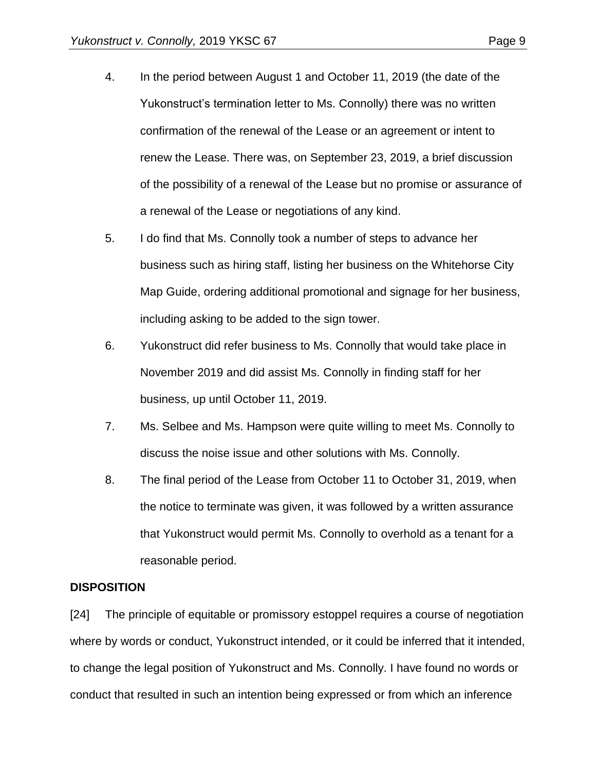4. In the period between August 1 and October 11, 2019 (the date of the Yukonstruct's termination letter to Ms. Connolly) there was no written confirmation of the renewal of the Lease or an agreement or intent to renew the Lease. There was, on September 23, 2019, a brief discussion of the possibility of a renewal of the Lease but no promise or assurance of a renewal of the Lease or negotiations of any kind.

5. I do find that Ms. Connolly took a number of steps to advance her business such as hiring staff, listing her business on the Whitehorse City Map Guide, ordering additional promotional and signage for her business, including asking to be added to the sign tower.

6. Yukonstruct did refer business to Ms. Connolly that would take place in November 2019 and did assist Ms. Connolly in finding staff for her business, up until October 11, 2019.

7. Ms. Selbee and Ms. Hampson were quite willing to meet Ms. Connolly to discuss the noise issue and other solutions with Ms. Connolly.

8. The final period of the Lease from October 11 to October 31, 2019, when the notice to terminate was given, it was followed by a written assurance that Yukonstruct would permit Ms. Connolly to overhold as a tenant for a reasonable period.

**DISPOSITION**

[24] The principle of equitable or promissory estoppel requires a course of negotiation where by words or conduct, Yukonstruct intended, or it could be inferred that it intended, to change the legal position of Yukonstruct and Ms. Connolly. I have found no words or conduct that resulted in such an intention being expressed or from which an inference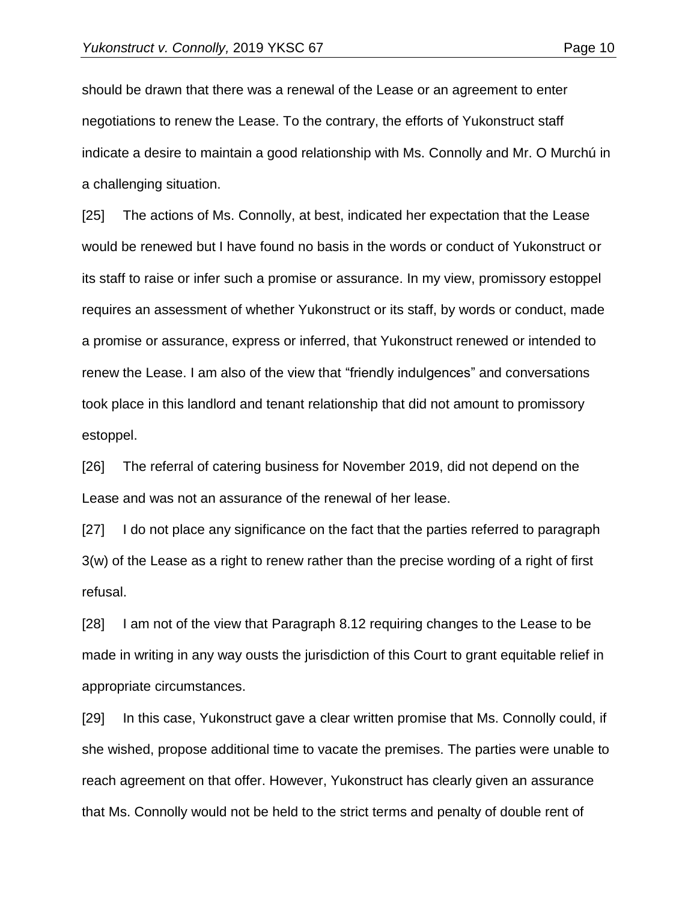should be drawn that there was a renewal of the Lease or an agreement to enter negotiations to renew the Lease. To the contrary, the efforts of Yukonstruct staff indicate a desire to maintain a good relationship with Ms. Connolly and Mr. O Murchú in a challenging situation.

[25] The actions of Ms. Connolly, at best, indicated her expectation that the Lease would be renewed but I have found no basis in the words or conduct of Yukonstruct or its staff to raise or infer such a promise or assurance. In my view, promissory estoppel requires an assessment of whether Yukonstruct or its staff, by words or conduct, made a promise or assurance, express or inferred, that Yukonstruct renewed or intended to renew the Lease. I am also of the view that "friendly indulgences" and conversations took place in this landlord and tenant relationship that did not amount to promissory estoppel.

[26] The referral of catering business for November 2019, did not depend on the Lease and was not an assurance of the renewal of her lease.

[27] I do not place any significance on the fact that the parties referred to paragraph 3(w) of the Lease as a right to renew rather than the precise wording of a right of first refusal.

[28] I am not of the view that Paragraph 8.12 requiring changes to the Lease to be made in writing in any way ousts the jurisdiction of this Court to grant equitable relief in appropriate circumstances.

[29] In this case, Yukonstruct gave a clear written promise that Ms. Connolly could, if she wished, propose additional time to vacate the premises. The parties were unable to reach agreement on that offer. However, Yukonstruct has clearly given an assurance that Ms. Connolly would not be held to the strict terms and penalty of double rent of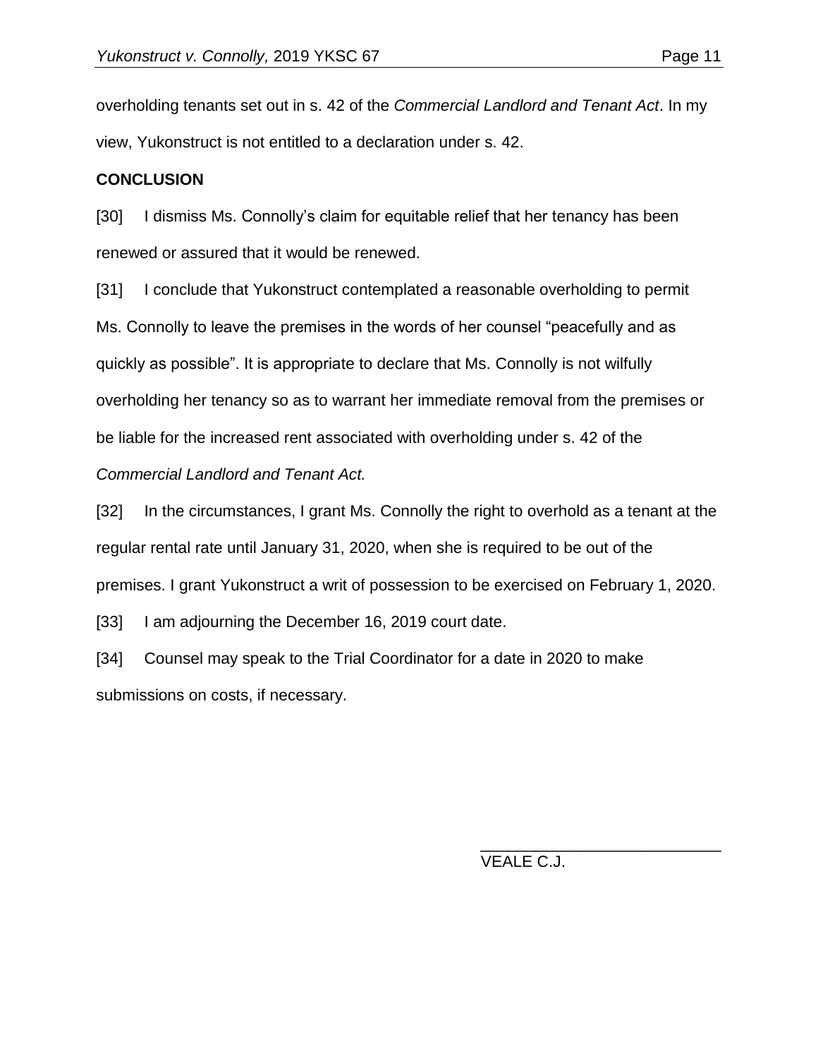overholding tenants set out in s. 42 of the *Commercial Landlord and Tenant Act*. In my view, Yukonstruct is not entitled to a declaration under s. 42.

**CONCLUSION**

[30] I dismiss Ms. Connolly's claim for equitable relief that her tenancy has been renewed or assured that it would be renewed.

[31] I conclude that Yukonstruct contemplated a reasonable overholding to permit Ms. Connolly to leave the premises in the words of her counsel "peacefully and as quickly as possible". It is appropriate to declare that Ms. Connolly is not wilfully overholding her tenancy so as to warrant her immediate removal from the premises or be liable for the increased rent associated with overholding under s. 42 of the *Commercial Landlord and Tenant Act.*

[32] In the circumstances, I grant Ms. Connolly the right to overhold as a tenant at the regular rental rate until January 31, 2020, when she is required to be out of the premises. I grant Yukonstruct a writ of possession to be exercised on February 1, 2020.

[33] I am adjourning the December 16, 2019 court date.

[34] Counsel may speak to the Trial Coordinator for a date in 2020 to make submissions on costs, if necessary.

___________________________

VEALE C.J.